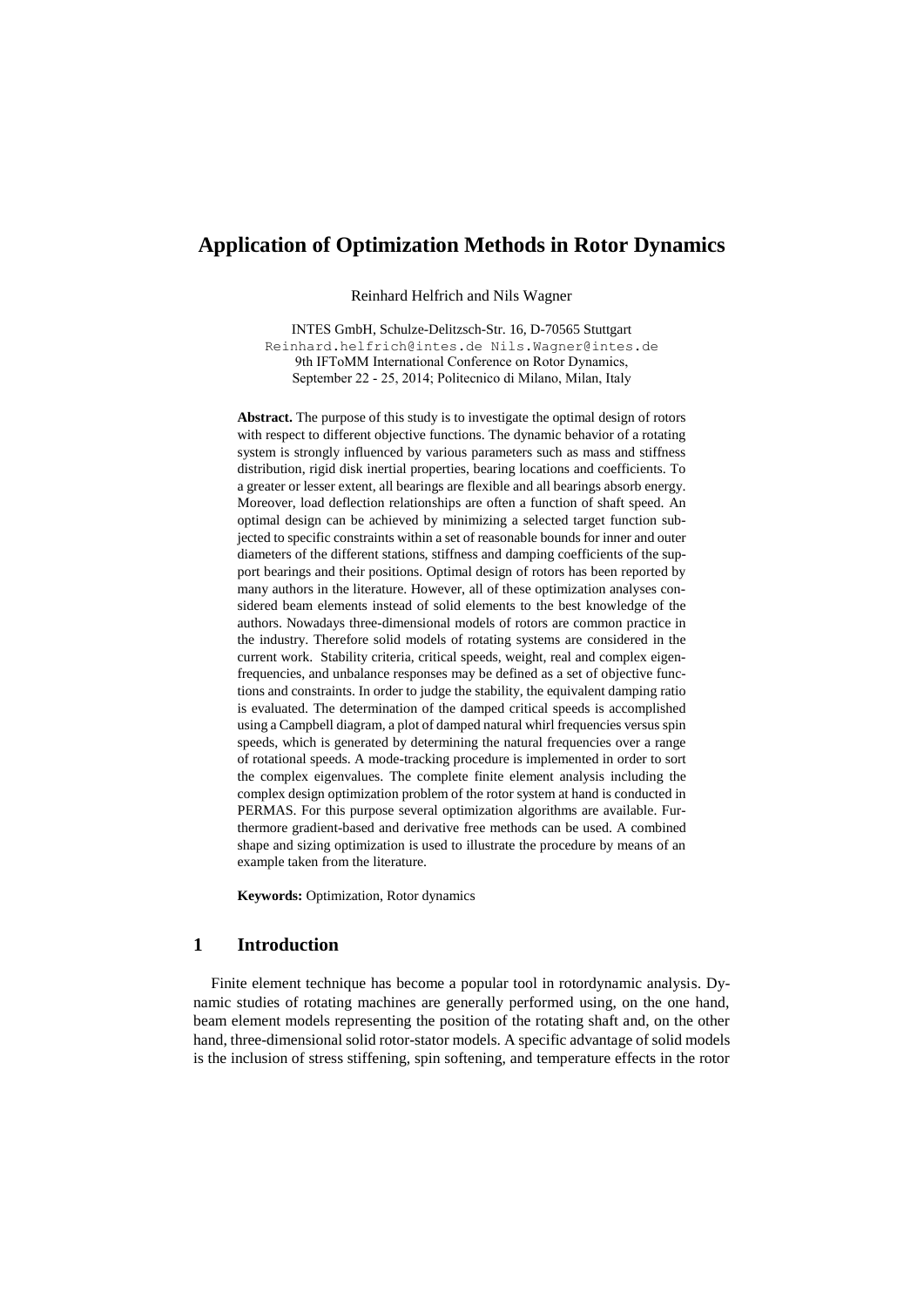# Application of Optimization Methods in Rotor Dynamics

Reinhard Helfrich and Nils Wagner

INTES GmbH, Schulze-Delitzsch-Str. 16, D-70565 Stuttgart
Reinhard.helfrich@intes.de Nils.Wagner@intes.de
9th IFToMM International Conference on Rotor Dynamics,
September 22 - 25, 2014; Politecnico di Milano, Milan, Italy

**Abstract.** The purpose of this study is to investigate the optimal design of rotors with respect to different objective functions. The dynamic behavior of a rotating system is strongly influenced by various parameters such as mass and stiffness distribution, rigid disk inertial properties, bearing locations and coefficients. To a greater or lesser extent, all bearings are flexible and all bearings absorb energy. Moreover, load deflection relationships are often a function of shaft speed. An optimal design can be achieved by minimizing a selected target function subjected to specific constraints within a set of reasonable bounds for inner and outer diameters of the different stations, stiffness and damping coefficients of the support bearings and their positions. Optimal design of rotors has been reported by many authors in the literature. However, all of these optimization analyses considered beam elements instead of solid elements to the best knowledge of the authors. Nowadays three-dimensional models of rotors are common practice in the industry. Therefore solid models of rotating systems are considered in the current work. Stability criteria, critical speeds, weight, real and complex eigenfrequencies, and unbalance responses may be defined as a set of objective functions and constraints. In order to judge the stability, the equivalent damping ratio is evaluated. The determination of the damped critical speeds is accomplished using a Campbell diagram, a plot of damped natural whirl frequencies versus spin speeds, which is generated by determining the natural frequencies over a range of rotational speeds. A mode-tracking procedure is implemented in order to sort the complex eigenvalues. The complete finite element analysis including the complex design optimization problem of the rotor system at hand is conducted in PERMAS. For this purpose several optimization algorithms are available. Furthermore gradient-based and derivative free methods can be used. A combined shape and sizing optimization is used to illustrate the procedure by means of an example taken from the literature.

**Keywords:** Optimization, Rotor dynamics

## 1 Introduction

Finite element technique has become a popular tool in rotordynamic analysis. Dynamic studies of rotating machines are generally performed using, on the one hand, beam element models representing the position of the rotating shaft and, on the other hand, three-dimensional solid rotor-stator models. A specific advantage of solid models is the inclusion of stress stiffening, spin softening, and temperature effects in the rotor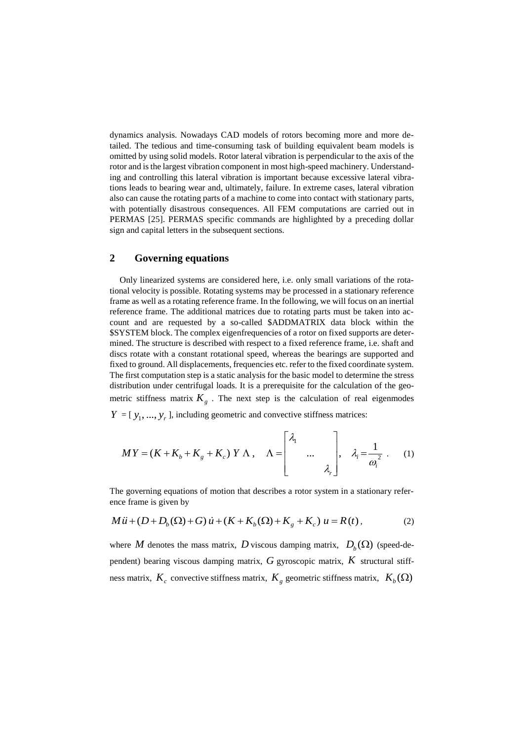dynamics analysis. Nowadays CAD models of rotors becoming more and more detailed. The tedious and time-consuming task of building equivalent beam models is omitted by using solid models. Rotor lateral vibration is perpendicular to the axis of the rotor and is the largest vibration component in most high-speed machinery. Understanding and controlling this lateral vibration is important because excessive lateral vibrations leads to bearing wear and, ultimately, failure. In extreme cases, lateral vibration also can cause the rotating parts of a machine to come into contact with stationary parts, with potentially disastrous consequences. All FEM computations are carried out in PERMAS [25]. PERMAS specific commands are highlighted by a preceding dollar sign and capital letters in the subsequent sections.

## 2 Governing equations

Only linearized systems are considered here, i.e. only small variations of the rotational velocity is possible. Rotating systems may be processed in a stationary reference frame as well as a rotating reference frame. In the following, we will focus on an inertial reference frame. The additional matrices due to rotating parts must be taken into account and are requested by a so-called $ADDMATRIX data block within the $SYSTEM block. The complex eigenfrequencies of a rotor on fixed supports are determined. The structure is described with respect to a fixed reference frame, i.e. shaft and discs rotate with a constant rotational speed, whereas the bearings are supported and fixed to ground. All displacements, frequencies etc. refer to the fixed coordinate system. The first computation step is a static analysis for the basic model to determine the stress distribution under centrifugal loads. It is a prerequisite for the calculation of the geometric stiffness matrix $K_g$. The next step is the calculation of real eigenmodes $Y = [\, y_1, ..., y_r \,]$, including geometric and convective stiffness matrices:

$$M\,Y = (K + K_b + K_g + K_c)\; Y\;\Lambda\,, \quad \Lambda = \begin{bmatrix} \lambda_1 & & \\ & \ldots & \\ & & \lambda_r \end{bmatrix}, \quad \lambda_i = \frac{1}{\omega_i^{\,2}}\,. \tag{1}$$

The governing equations of motion that describes a rotor system in a stationary reference frame is given by

$$M\ddot{u} + (D + D_b(\Omega) + G)\,\dot{u} + (K + K_b(\Omega) + K_g + K_c)\; u = R(t)\,, \tag{2}$$

where $M$ denotes the mass matrix, $D$ viscous damping matrix, $D_b(\Omega)$ (speed-dependent) bearing viscous damping matrix, $G$ gyroscopic matrix, $K$ structural stiffness matrix, $K_c$ convective stiffness matrix, $K_g$ geometric stiffness matrix, $K_b(\Omega)$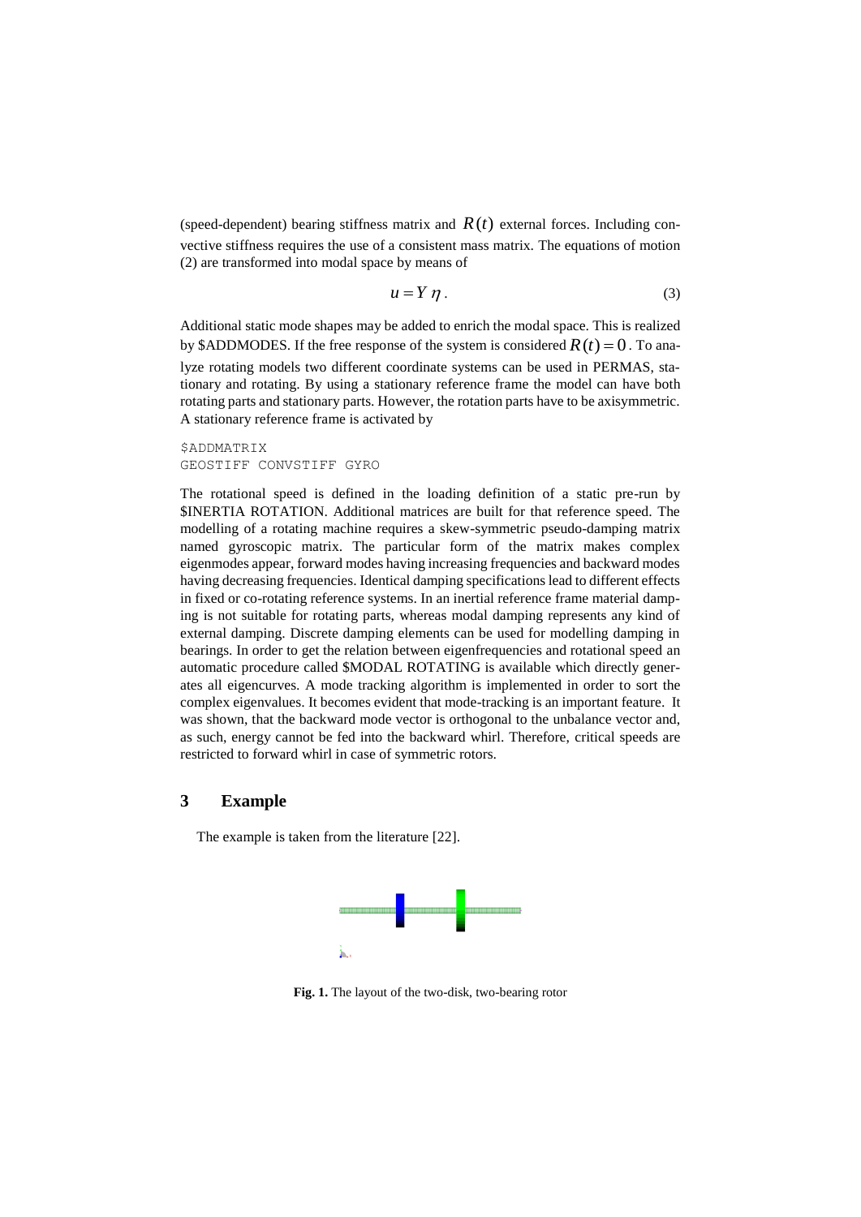(speed-dependent) bearing stiffness matrix and $R(t)$ external forces. Including convective stiffness requires the use of a consistent mass matrix. The equations of motion (2) are transformed into modal space by means of

$$u = Y\,\eta\,. \tag{3}$$

Additional static mode shapes may be added to enrich the modal space. This is realized by $ADDMODES. If the free response of the system is considered $R(t) = 0$. To analyze rotating models two different coordinate systems can be used in PERMAS, stationary and rotating. By using a stationary reference frame the model can have both rotating parts and stationary parts. However, the rotation parts have to be axisymmetric. A stationary reference frame is activated by

```
$ADDMATRIX
GEOSTIFF CONVSTIFF GYRO
```

The rotational speed is defined in the loading definition of a static pre-run by $INERTIA ROTATION. Additional matrices are built for that reference speed. The modelling of a rotating machine requires a skew-symmetric pseudo-damping matrix named gyroscopic matrix. The particular form of the matrix makes complex eigenmodes appear, forward modes having increasing frequencies and backward modes having decreasing frequencies. Identical damping specifications lead to different effects in fixed or co-rotating reference systems. In an inertial reference frame material damping is not suitable for rotating parts, whereas modal damping represents any kind of external damping. Discrete damping elements can be used for modelling damping in bearings. In order to get the relation between eigenfrequencies and rotational speed an automatic procedure called $MODAL ROTATING is available which directly generates all eigencurves. A mode tracking algorithm is implemented in order to sort the complex eigenvalues. It becomes evident that mode-tracking is an important feature. It was shown, that the backward mode vector is orthogonal to the unbalance vector and, as such, energy cannot be fed into the backward whirl. Therefore, critical speeds are restricted to forward whirl in case of symmetric rotors.

## 3 Example

The example is taken from the literature [22].

**Fig. 1.** The layout of the two-disk, two-bearing rotor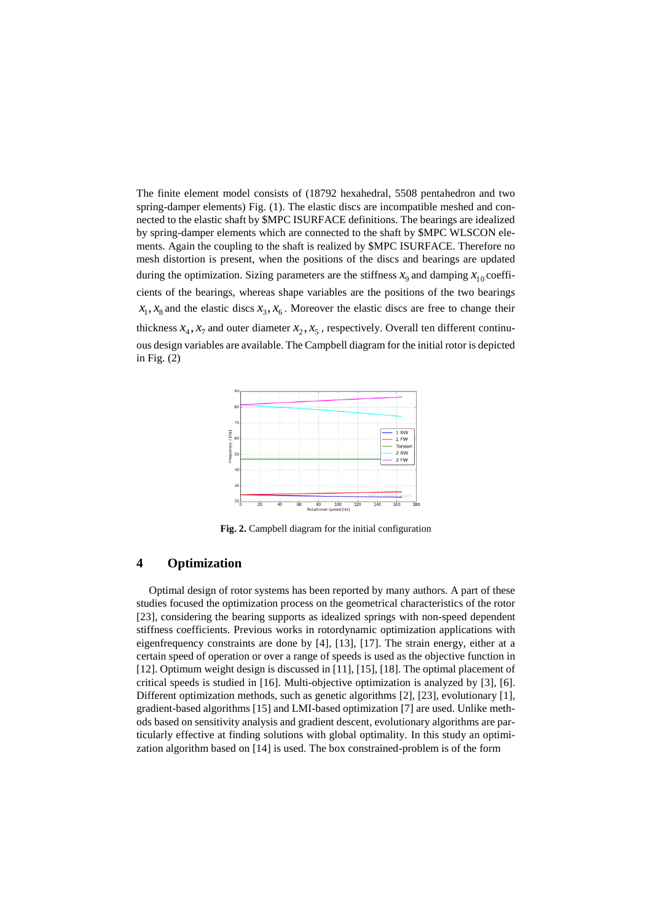The finite element model consists of (18792 hexahedral, 5508 pentahedron and two spring-damper elements) Fig. (1). The elastic discs are incompatible meshed and connected to the elastic shaft by $MPC ISURFACE definitions. The bearings are idealized by spring-damper elements which are connected to the shaft by $MPC WLSCON elements. Again the coupling to the shaft is realized by $MPC ISURFACE. Therefore no mesh distortion is present, when the positions of the discs and bearings are updated during the optimization. Sizing parameters are the stiffness $x_9$ and damping $x_{10}$ coefficients of the bearings, whereas shape variables are the positions of the two bearings $x_1, x_8$ and the elastic discs $x_3, x_6$. Moreover the elastic discs are free to change their thickness $x_4, x_7$ and outer diameter $x_2, x_5$, respectively. Overall ten different continuous design variables are available. The Campbell diagram for the initial rotor is depicted in Fig. (2)

**Fig. 2.** Campbell diagram for the initial configuration

## 4 Optimization

Optimal design of rotor systems has been reported by many authors. A part of these studies focused the optimization process on the geometrical characteristics of the rotor [23], considering the bearing supports as idealized springs with non-speed dependent stiffness coefficients. Previous works in rotordynamic optimization applications with eigenfrequency constraints are done by [4], [13], [17]. The strain energy, either at a certain speed of operation or over a range of speeds is used as the objective function in [12]. Optimum weight design is discussed in [11], [15], [18]. The optimal placement of critical speeds is studied in [16]. Multi-objective optimization is analyzed by [3], [6]. Different optimization methods, such as genetic algorithms [2], [23], evolutionary [1], gradient-based algorithms [15] and LMI-based optimization [7] are used. Unlike methods based on sensitivity analysis and gradient descent, evolutionary algorithms are particularly effective at finding solutions with global optimality. In this study an optimization algorithm based on [14] is used. The box constrained-problem is of the form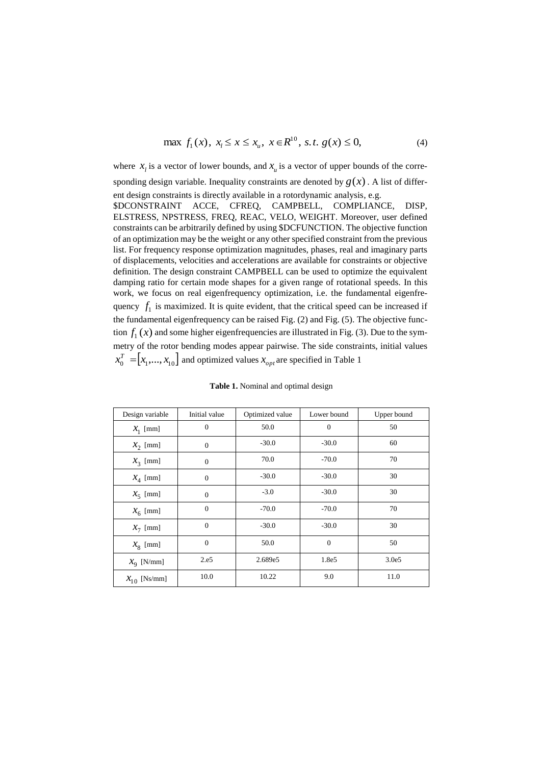$$\max\ f_1(x),\ x_l \leq x \leq x_u,\ x \in R^{10},\ s.t.\ g(x) \leq 0, \tag{4}$$

where $x_l$ is a vector of lower bounds, and $x_u$ is a vector of upper bounds of the corresponding design variable. Inequality constraints are denoted by $g(x)$. A list of different design constraints is directly available in a rotordynamic analysis, e.g. $DCONSTRAINT ACCE, CFREQ, CAMPBELL, COMPLIANCE, DISP, ELSTRESS, NPSTRESS, FREQ, REAC, VELO, WEIGHT. Moreover, user defined constraints can be arbitrarily defined by using $DCFUNCTION. The objective function of an optimization may be the weight or any other specified constraint from the previous list. For frequency response optimization magnitudes, phases, real and imaginary parts of displacements, velocities and accelerations are available for constraints or objective definition. The design constraint CAMPBELL can be used to optimize the equivalent damping ratio for certain mode shapes for a given range of rotational speeds. In this work, we focus on real eigenfrequency optimization, i.e. the fundamental eigenfrequency $f_1$ is maximized. It is quite evident, that the critical speed can be increased if the fundamental eigenfrequency can be raised Fig. (2) and Fig. (5). The objective function $f_1(x)$ and some higher eigenfrequencies are illustrated in Fig. (3). Due to the symmetry of the rotor bending modes appear pairwise. The side constraints, initial values $x_0^T = [x_1, \ldots, x_{10}]$ and optimized values $x_{opt}$ are specified in Table 1

**Table 1.** Nominal and optimal design

| Design variable | Initial value | Optimized value | Lower bound | Upper bound |
|---|---|---|---|---|
| $x_1$ [mm] | 0 | 50.0 | 0 | 50 |
| $x_2$ [mm] | 0 | -30.0 | -30.0 | 60 |
| $x_3$ [mm] | 0 | 70.0 | -70.0 | 70 |
| $x_4$ [mm] | 0 | -30.0 | -30.0 | 30 |
| $x_5$ [mm] | 0 | -3.0 | -30.0 | 30 |
| $x_6$ [mm] | 0 | -70.0 | -70.0 | 70 |
| $x_7$ [mm] | 0 | -30.0 | -30.0 | 30 |
| $x_8$ [mm] | 0 | 50.0 | 0 | 50 |
| $x_9$ [N/mm] | 2.e5 | 2.689e5 | 1.8e5 | 3.0e5 |
| $x_{10}$ [Ns/mm] | 10.0 | 10.22 | 9.0 | 11.0 |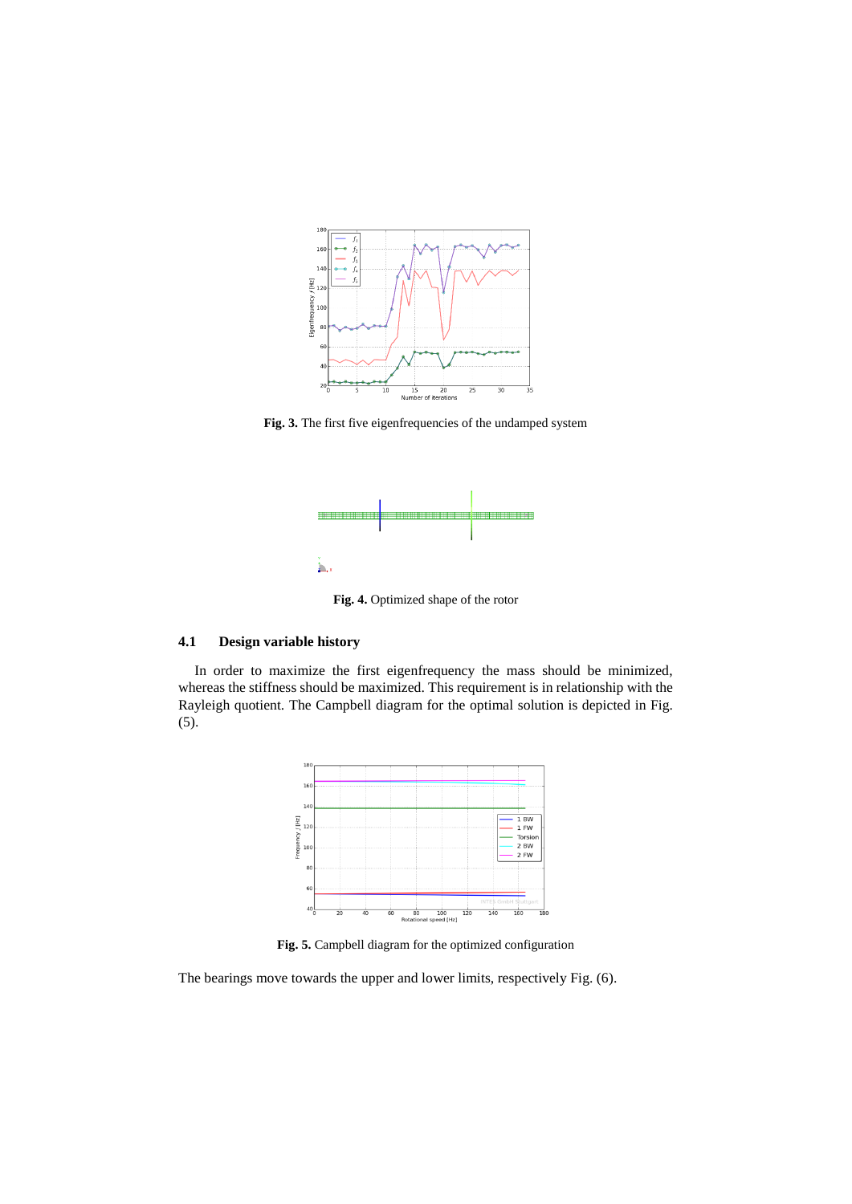**Fig. 3.** The first five eigenfrequencies of the undamped system

**Fig. 4.** Optimized shape of the rotor

### 4.1 Design variable history

In order to maximize the first eigenfrequency the mass should be minimized, whereas the stiffness should be maximized. This requirement is in relationship with the Rayleigh quotient. The Campbell diagram for the optimal solution is depicted in Fig. (5).

**Fig. 5.** Campbell diagram for the optimized configuration

The bearings move towards the upper and lower limits, respectively Fig. (6).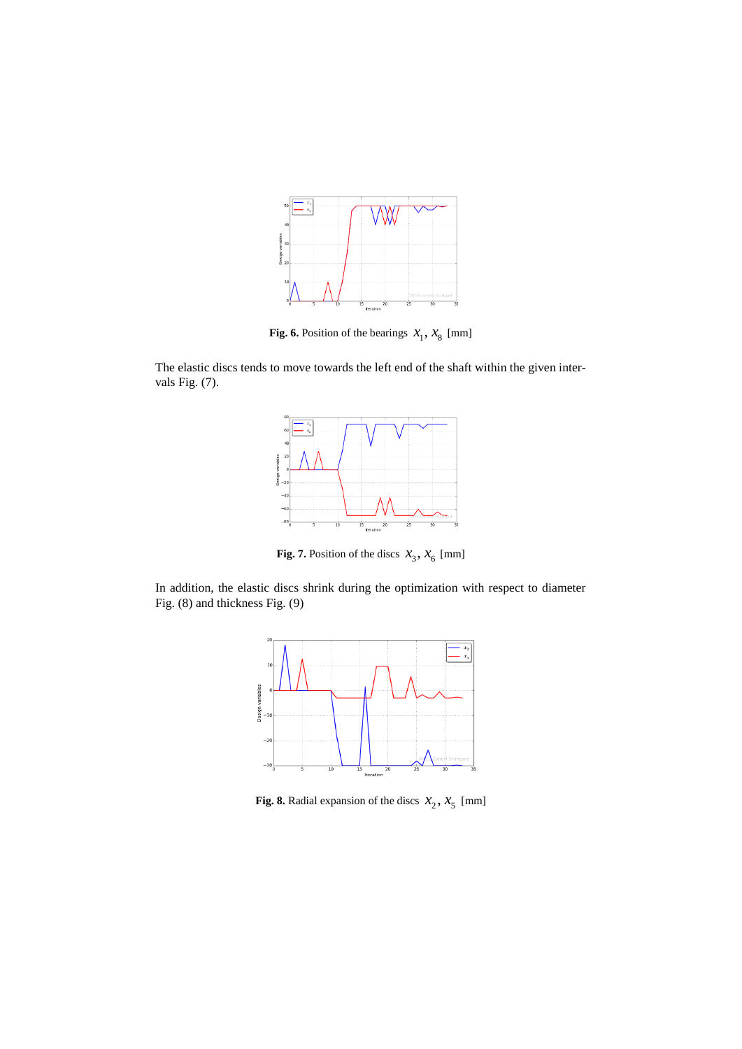**Fig. 6.** Position of the bearings $x_1, x_8$ [mm]

The elastic discs tends to move towards the left end of the shaft within the given intervals Fig. (7).

**Fig. 7.** Position of the discs $x_3, x_6$ [mm]

In addition, the elastic discs shrink during the optimization with respect to diameter Fig. (8) and thickness Fig. (9)

**Fig. 8.** Radial expansion of the discs $x_2, x_5$ [mm]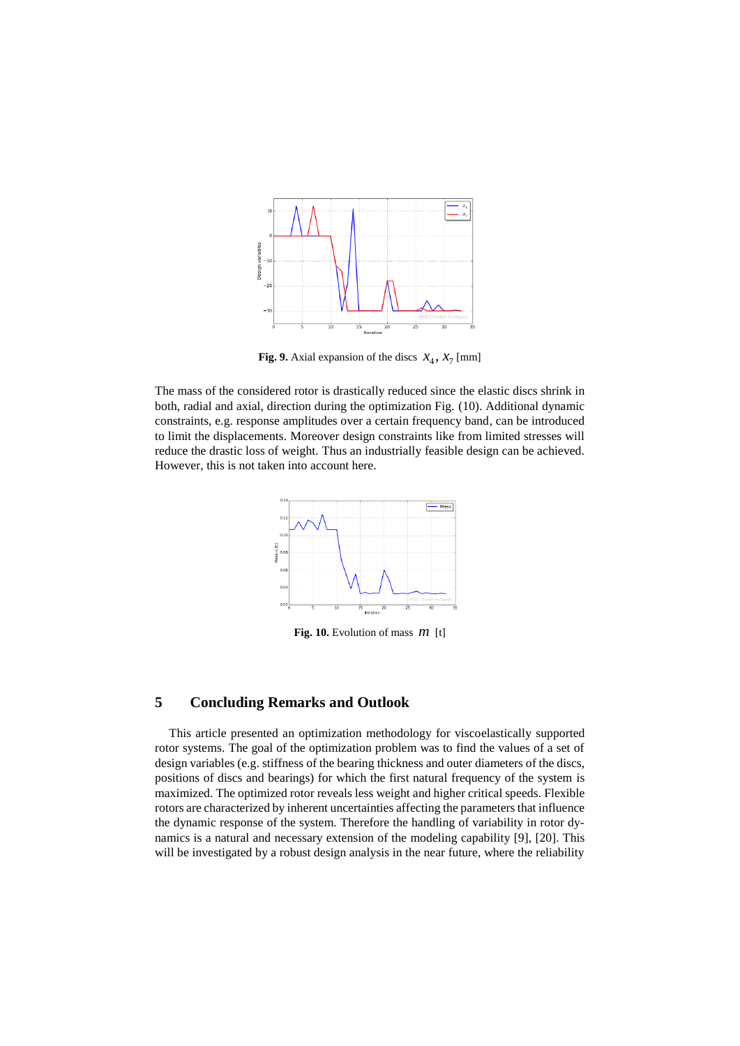**Fig. 9.** Axial expansion of the discs $x_4$, $x_7$ [mm]

The mass of the considered rotor is drastically reduced since the elastic discs shrink in both, radial and axial, direction during the optimization Fig. (10). Additional dynamic constraints, e.g. response amplitudes over a certain frequency band, can be introduced to limit the displacements. Moreover design constraints like from limited stresses will reduce the drastic loss of weight. Thus an industrially feasible design can be achieved. However, this is not taken into account here.

**Fig. 10.** Evolution of mass $m$ [t]

## 5 Concluding Remarks and Outlook

This article presented an optimization methodology for viscoelastically supported rotor systems. The goal of the optimization problem was to find the values of a set of design variables (e.g. stiffness of the bearing thickness and outer diameters of the discs, positions of discs and bearings) for which the first natural frequency of the system is maximized. The optimized rotor reveals less weight and higher critical speeds. Flexible rotors are characterized by inherent uncertainties affecting the parameters that influence the dynamic response of the system. Therefore the handling of variability in rotor dynamics is a natural and necessary extension of the modeling capability [9], [20]. This will be investigated by a robust design analysis in the near future, where the reliability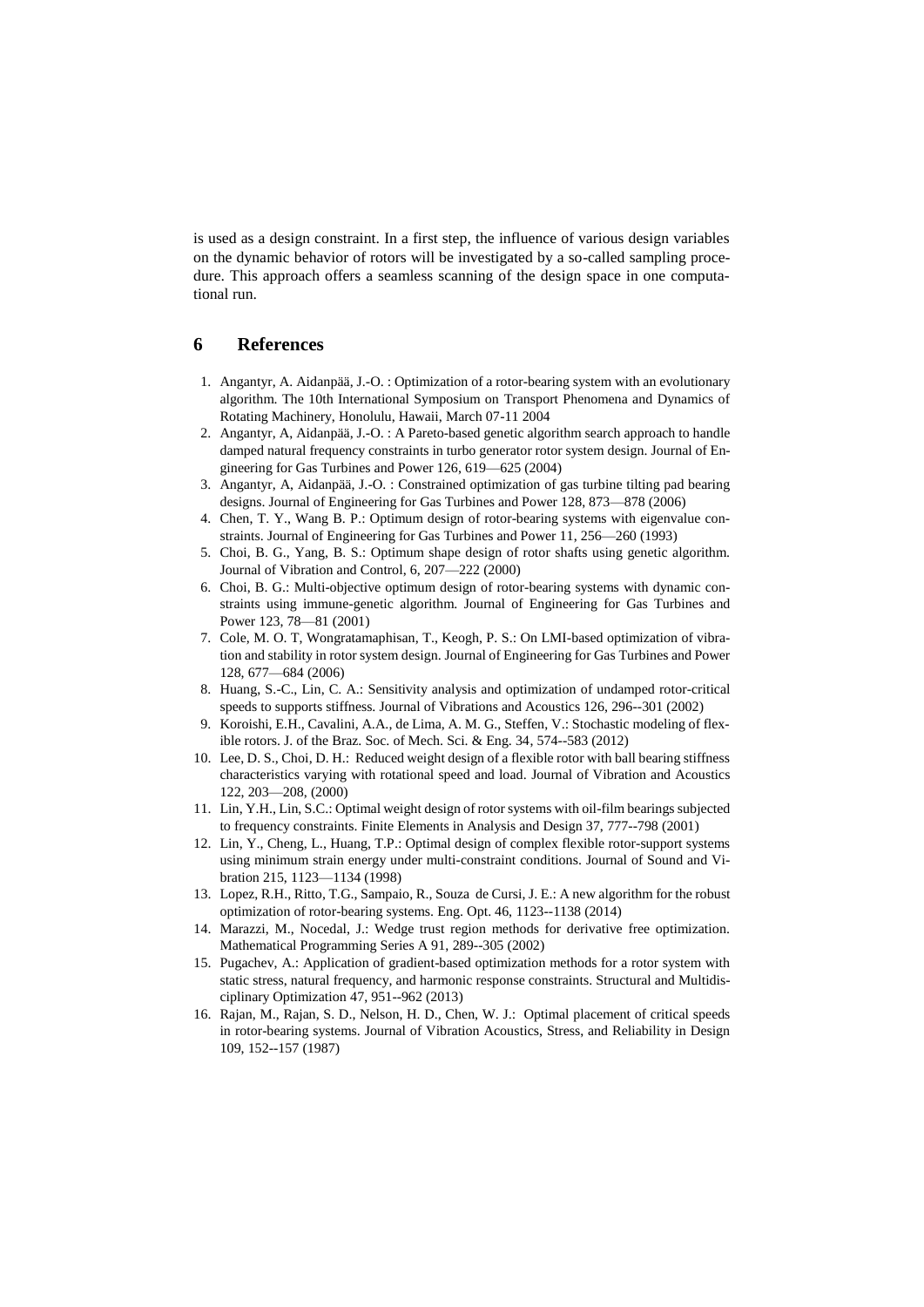is used as a design constraint. In a first step, the influence of various design variables on the dynamic behavior of rotors will be investigated by a so-called sampling procedure. This approach offers a seamless scanning of the design space in one computational run.

## 6 References

1. Angantyr, A. Aidanpää, J.-O. : Optimization of a rotor-bearing system with an evolutionary algorithm. The 10th International Symposium on Transport Phenomena and Dynamics of Rotating Machinery, Honolulu, Hawaii, March 07-11 2004
2. Angantyr, A, Aidanpää, J.-O. : A Pareto-based genetic algorithm search approach to handle damped natural frequency constraints in turbo generator rotor system design. Journal of Engineering for Gas Turbines and Power 126, 619—625 (2004)
3. Angantyr, A, Aidanpää, J.-O. : Constrained optimization of gas turbine tilting pad bearing designs. Journal of Engineering for Gas Turbines and Power 128, 873—878 (2006)
4. Chen, T. Y., Wang B. P.: Optimum design of rotor-bearing systems with eigenvalue constraints. Journal of Engineering for Gas Turbines and Power 11, 256—260 (1993)
5. Choi, B. G., Yang, B. S.: Optimum shape design of rotor shafts using genetic algorithm. Journal of Vibration and Control, 6, 207—222 (2000)
6. Choi, B. G.: Multi-objective optimum design of rotor-bearing systems with dynamic constraints using immune-genetic algorithm. Journal of Engineering for Gas Turbines and Power 123, 78—81 (2001)
7. Cole, M. O. T, Wongratamaphisan, T., Keogh, P. S.: On LMI-based optimization of vibration and stability in rotor system design. Journal of Engineering for Gas Turbines and Power 128, 677—684 (2006)
8. Huang, S.-C., Lin, C. A.: Sensitivity analysis and optimization of undamped rotor-critical speeds to supports stiffness. Journal of Vibrations and Acoustics 126, 296--301 (2002)
9. Koroishi, E.H., Cavalini, A.A., de Lima, A. M. G., Steffen, V.: Stochastic modeling of flexible rotors. J. of the Braz. Soc. of Mech. Sci. & Eng. 34, 574--583 (2012)
10. Lee, D. S., Choi, D. H.: Reduced weight design of a flexible rotor with ball bearing stiffness characteristics varying with rotational speed and load. Journal of Vibration and Acoustics 122, 203—208, (2000)
11. Lin, Y.H., Lin, S.C.: Optimal weight design of rotor systems with oil-film bearings subjected to frequency constraints. Finite Elements in Analysis and Design 37, 777--798 (2001)
12. Lin, Y., Cheng, L., Huang, T.P.: Optimal design of complex flexible rotor-support systems using minimum strain energy under multi-constraint conditions. Journal of Sound and Vibration 215, 1123—1134 (1998)
13. Lopez, R.H., Ritto, T.G., Sampaio, R., Souza de Cursi, J. E.: A new algorithm for the robust optimization of rotor-bearing systems. Eng. Opt. 46, 1123--1138 (2014)
14. Marazzi, M., Nocedal, J.: Wedge trust region methods for derivative free optimization. Mathematical Programming Series A 91, 289--305 (2002)
15. Pugachev, A.: Application of gradient-based optimization methods for a rotor system with static stress, natural frequency, and harmonic response constraints. Structural and Multidisciplinary Optimization 47, 951--962 (2013)
16. Rajan, M., Rajan, S. D., Nelson, H. D., Chen, W. J.: Optimal placement of critical speeds in rotor-bearing systems. Journal of Vibration Acoustics, Stress, and Reliability in Design 109, 152--157 (1987)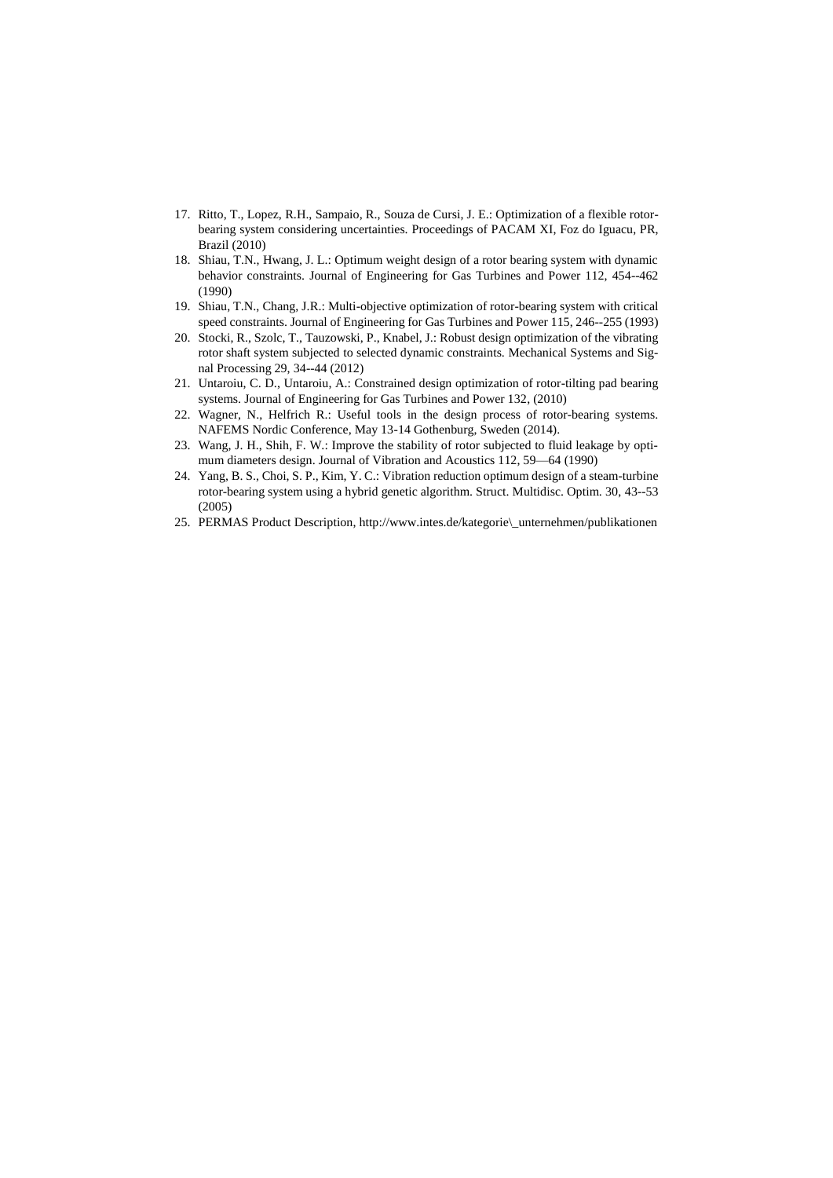17. Ritto, T., Lopez, R.H., Sampaio, R., Souza de Cursi, J. E.: Optimization of a flexible rotor-bearing system considering uncertainties. Proceedings of PACAM XI, Foz do Iguacu, PR, Brazil (2010)
18. Shiau, T.N., Hwang, J. L.: Optimum weight design of a rotor bearing system with dynamic behavior constraints. Journal of Engineering for Gas Turbines and Power 112, 454--462 (1990)
19. Shiau, T.N., Chang, J.R.: Multi-objective optimization of rotor-bearing system with critical speed constraints. Journal of Engineering for Gas Turbines and Power 115, 246--255 (1993)
20. Stocki, R., Szolc, T., Tauzowski, P., Knabel, J.: Robust design optimization of the vibrating rotor shaft system subjected to selected dynamic constraints. Mechanical Systems and Signal Processing 29, 34--44 (2012)
21. Untaroiu, C. D., Untaroiu, A.: Constrained design optimization of rotor-tilting pad bearing systems. Journal of Engineering for Gas Turbines and Power 132, (2010)
22. Wagner, N., Helfrich R.: Useful tools in the design process of rotor-bearing systems. NAFEMS Nordic Conference, May 13-14 Gothenburg, Sweden (2014).
23. Wang, J. H., Shih, F. W.: Improve the stability of rotor subjected to fluid leakage by optimum diameters design. Journal of Vibration and Acoustics 112, 59—64 (1990)
24. Yang, B. S., Choi, S. P., Kim, Y. C.: Vibration reduction optimum design of a steam-turbine rotor-bearing system using a hybrid genetic algorithm. Struct. Multidisc. Optim. 30, 43--53 (2005)
25. PERMAS Product Description, http://www.intes.de/kategorie\_unternehmen/publikationen